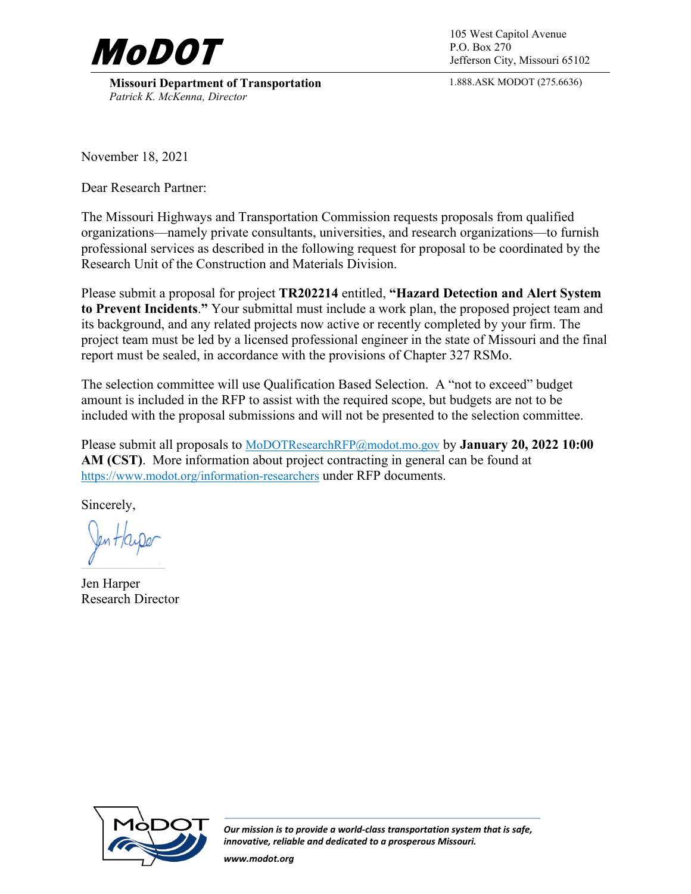# MoDOT

**Missouri Department of Transportation**
*Patrick K. McKenna, Director*

105 West Capitol Avenue
P.O. Box 270
Jefferson City, Missouri 65102

1.888.ASK MODOT (275.6636)

November 18, 2021

Dear Research Partner:

The Missouri Highways and Transportation Commission requests proposals from qualified organizations—namely private consultants, universities, and research organizations—to furnish professional services as described in the following request for proposal to be coordinated by the Research Unit of the Construction and Materials Division.

Please submit a proposal for project **TR202214** entitled, **"Hazard Detection and Alert System to Prevent Incidents."** Your submittal must include a work plan, the proposed project team and its background, and any related projects now active or recently completed by your firm. The project team must be led by a licensed professional engineer in the state of Missouri and the final report must be sealed, in accordance with the provisions of Chapter 327 RSMo.

The selection committee will use Qualification Based Selection. A "not to exceed" budget amount is included in the RFP to assist with the required scope, but budgets are not to be included with the proposal submissions and will not be presented to the selection committee.

Please submit all proposals to [MoDOTResearchRFP@modot.mo.gov](mailto:MoDOTResearchRFP@modot.mo.gov) by **January 20, 2022 10:00 AM (CST)**. More information about project contracting in general can be found at [https://www.modot.org/information-researchers](https://www.modot.org/information-researchers) under RFP documents.

Sincerely,

Jen Harper
Research Director

*Our mission is to provide a world-class transportation system that is safe, innovative, reliable and dedicated to a prosperous Missouri.*

*www.modot.org*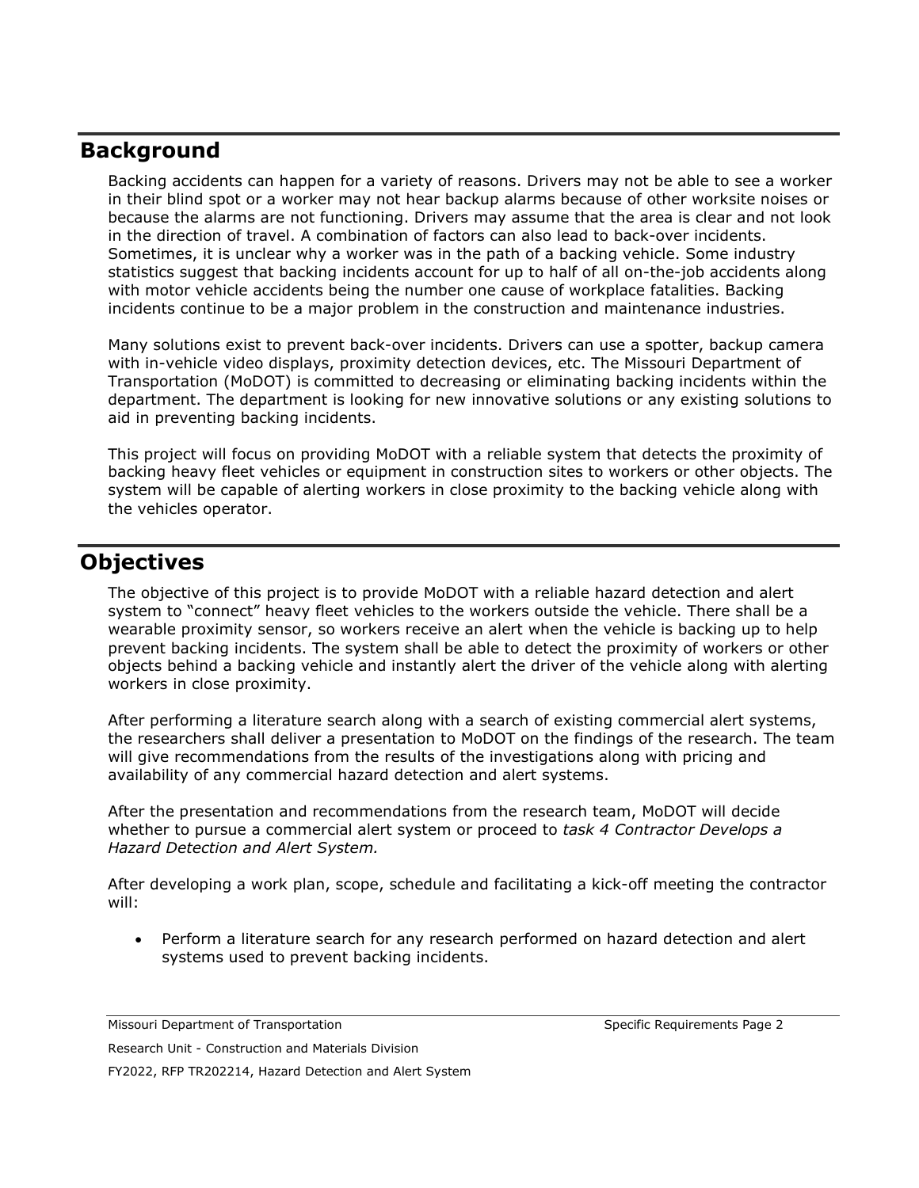## Background

Backing accidents can happen for a variety of reasons. Drivers may not be able to see a worker in their blind spot or a worker may not hear backup alarms because of other worksite noises or because the alarms are not functioning. Drivers may assume that the area is clear and not look in the direction of travel. A combination of factors can also lead to back-over incidents. Sometimes, it is unclear why a worker was in the path of a backing vehicle. Some industry statistics suggest that backing incidents account for up to half of all on-the-job accidents along with motor vehicle accidents being the number one cause of workplace fatalities. Backing incidents continue to be a major problem in the construction and maintenance industries.

Many solutions exist to prevent back-over incidents. Drivers can use a spotter, backup camera with in-vehicle video displays, proximity detection devices, etc. The Missouri Department of Transportation (MoDOT) is committed to decreasing or eliminating backing incidents within the department. The department is looking for new innovative solutions or any existing solutions to aid in preventing backing incidents.

This project will focus on providing MoDOT with a reliable system that detects the proximity of backing heavy fleet vehicles or equipment in construction sites to workers or other objects. The system will be capable of alerting workers in close proximity to the backing vehicle along with the vehicles operator.

## Objectives

The objective of this project is to provide MoDOT with a reliable hazard detection and alert system to "connect" heavy fleet vehicles to the workers outside the vehicle. There shall be a wearable proximity sensor, so workers receive an alert when the vehicle is backing up to help prevent backing incidents. The system shall be able to detect the proximity of workers or other objects behind a backing vehicle and instantly alert the driver of the vehicle along with alerting workers in close proximity.

After performing a literature search along with a search of existing commercial alert systems, the researchers shall deliver a presentation to MoDOT on the findings of the research. The team will give recommendations from the results of the investigations along with pricing and availability of any commercial hazard detection and alert systems.

After the presentation and recommendations from the research team, MoDOT will decide whether to pursue a commercial alert system or proceed to *task 4 Contractor Develops a Hazard Detection and Alert System.*

After developing a work plan, scope, schedule and facilitating a kick-off meeting the contractor will:

- Perform a literature search for any research performed on hazard detection and alert systems used to prevent backing incidents.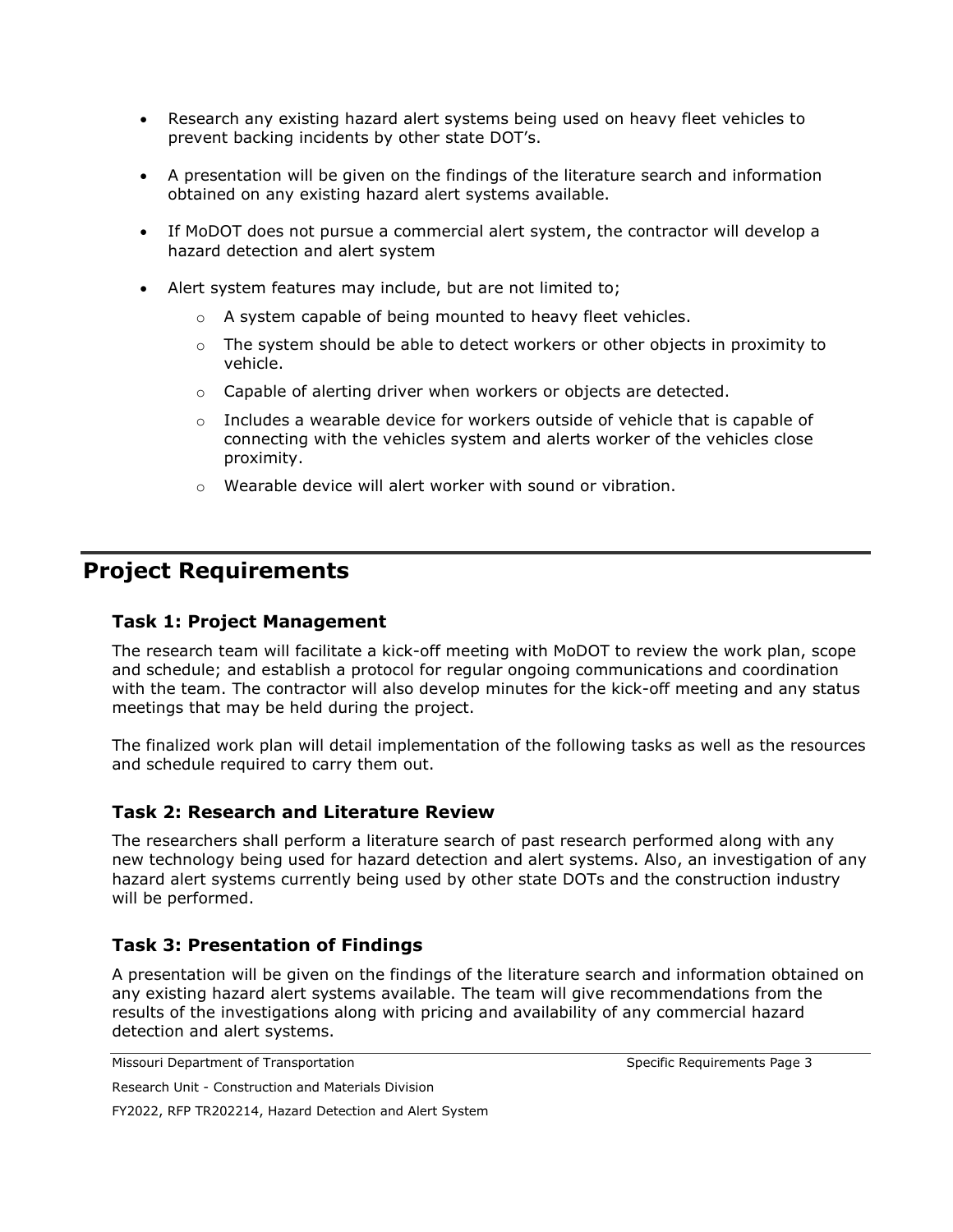- Research any existing hazard alert systems being used on heavy fleet vehicles to prevent backing incidents by other state DOT's.
- A presentation will be given on the findings of the literature search and information obtained on any existing hazard alert systems available.
- If MoDOT does not pursue a commercial alert system, the contractor will develop a hazard detection and alert system
- Alert system features may include, but are not limited to;
  - A system capable of being mounted to heavy fleet vehicles.
  - The system should be able to detect workers or other objects in proximity to vehicle.
  - Capable of alerting driver when workers or objects are detected.
  - Includes a wearable device for workers outside of vehicle that is capable of connecting with the vehicles system and alerts worker of the vehicles close proximity.
  - Wearable device will alert worker with sound or vibration.

## Project Requirements

### Task 1: Project Management

The research team will facilitate a kick-off meeting with MoDOT to review the work plan, scope and schedule; and establish a protocol for regular ongoing communications and coordination with the team. The contractor will also develop minutes for the kick-off meeting and any status meetings that may be held during the project.

The finalized work plan will detail implementation of the following tasks as well as the resources and schedule required to carry them out.

### Task 2: Research and Literature Review

The researchers shall perform a literature search of past research performed along with any new technology being used for hazard detection and alert systems. Also, an investigation of any hazard alert systems currently being used by other state DOTs and the construction industry will be performed.

### Task 3: Presentation of Findings

A presentation will be given on the findings of the literature search and information obtained on any existing hazard alert systems available. The team will give recommendations from the results of the investigations along with pricing and availability of any commercial hazard detection and alert systems.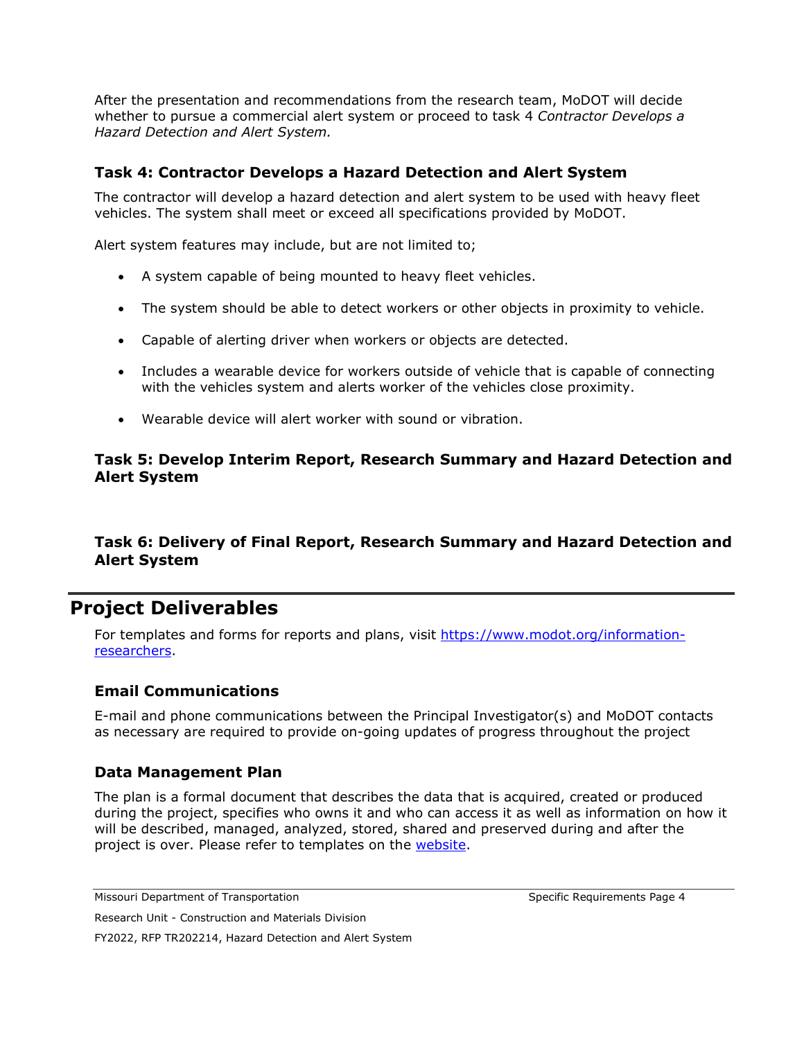After the presentation and recommendations from the research team, MoDOT will decide whether to pursue a commercial alert system or proceed to task 4 *Contractor Develops a Hazard Detection and Alert System.*

### Task 4: Contractor Develops a Hazard Detection and Alert System

The contractor will develop a hazard detection and alert system to be used with heavy fleet vehicles. The system shall meet or exceed all specifications provided by MoDOT.

Alert system features may include, but are not limited to;

- A system capable of being mounted to heavy fleet vehicles.
- The system should be able to detect workers or other objects in proximity to vehicle.
- Capable of alerting driver when workers or objects are detected.
- Includes a wearable device for workers outside of vehicle that is capable of connecting with the vehicles system and alerts worker of the vehicles close proximity.
- Wearable device will alert worker with sound or vibration.

### Task 5: Develop Interim Report, Research Summary and Hazard Detection and Alert System

### Task 6: Delivery of Final Report, Research Summary and Hazard Detection and Alert System

## Project Deliverables

For templates and forms for reports and plans, visit [https://www.modot.org/information-researchers](https://www.modot.org/information-researchers).

### Email Communications

E-mail and phone communications between the Principal Investigator(s) and MoDOT contacts as necessary are required to provide on-going updates of progress throughout the project

### Data Management Plan

The plan is a formal document that describes the data that is acquired, created or produced during the project, specifies who owns it and who can access it as well as information on how it will be described, managed, analyzed, stored, shared and preserved during and after the project is over. Please refer to templates on the website.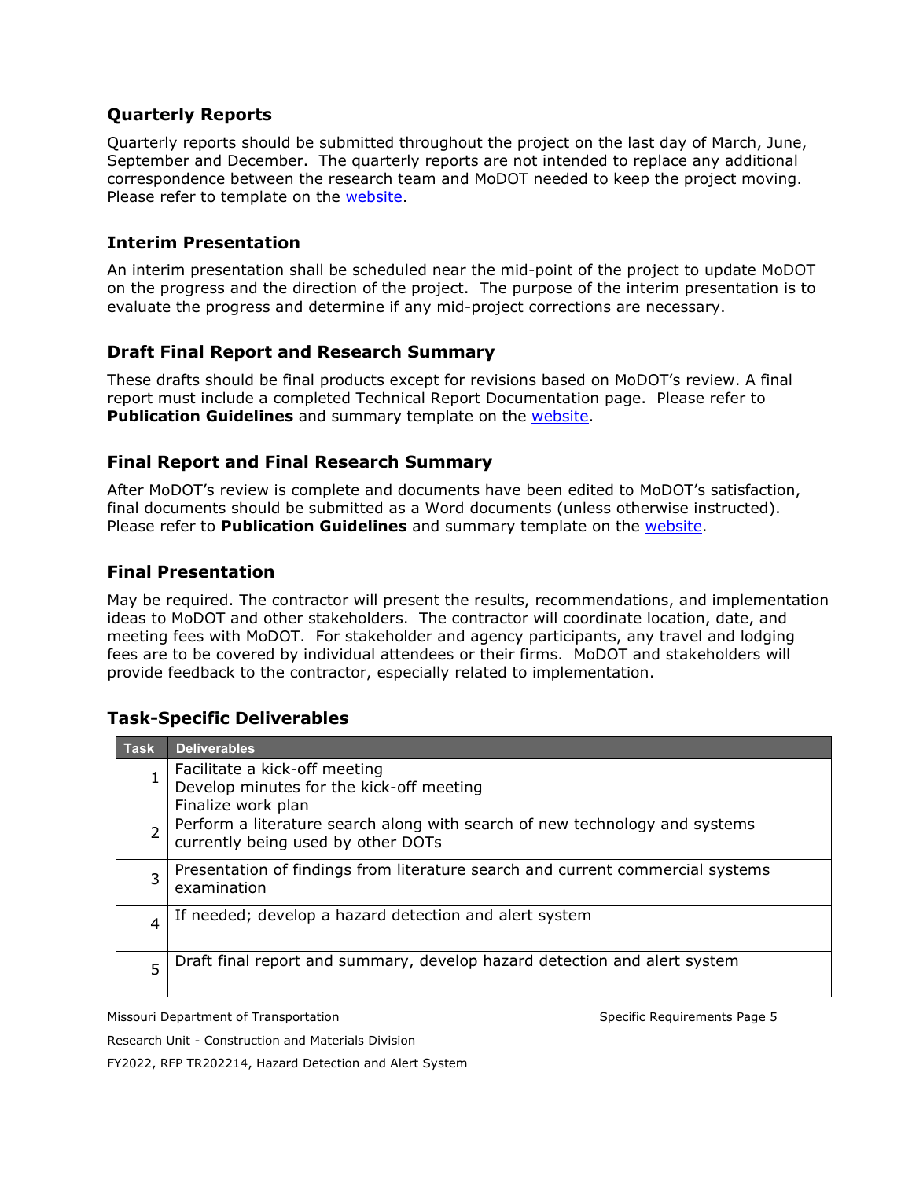## Quarterly Reports

Quarterly reports should be submitted throughout the project on the last day of March, June, September and December. The quarterly reports are not intended to replace any additional correspondence between the research team and MoDOT needed to keep the project moving. Please refer to template on the website.

## Interim Presentation

An interim presentation shall be scheduled near the mid-point of the project to update MoDOT on the progress and the direction of the project. The purpose of the interim presentation is to evaluate the progress and determine if any mid-project corrections are necessary.

## Draft Final Report and Research Summary

These drafts should be final products except for revisions based on MoDOT's review. A final report must include a completed Technical Report Documentation page. Please refer to **Publication Guidelines** and summary template on the website.

## Final Report and Final Research Summary

After MoDOT's review is complete and documents have been edited to MoDOT's satisfaction, final documents should be submitted as a Word documents (unless otherwise instructed). Please refer to **Publication Guidelines** and summary template on the website.

## Final Presentation

May be required. The contractor will present the results, recommendations, and implementation ideas to MoDOT and other stakeholders. The contractor will coordinate location, date, and meeting fees with MoDOT. For stakeholder and agency participants, any travel and lodging fees are to be covered by individual attendees or their firms. MoDOT and stakeholders will provide feedback to the contractor, especially related to implementation.

## Task-Specific Deliverables

| Task | Deliverables |
|---|---|
| 1 | Facilitate a kick-off meeting<br>Develop minutes for the kick-off meeting<br>Finalize work plan |
| 2 | Perform a literature search along with search of new technology and systems currently being used by other DOTs |
| 3 | Presentation of findings from literature search and current commercial systems examination |
| 4 | If needed; develop a hazard detection and alert system |
| 5 | Draft final report and summary, develop hazard detection and alert system |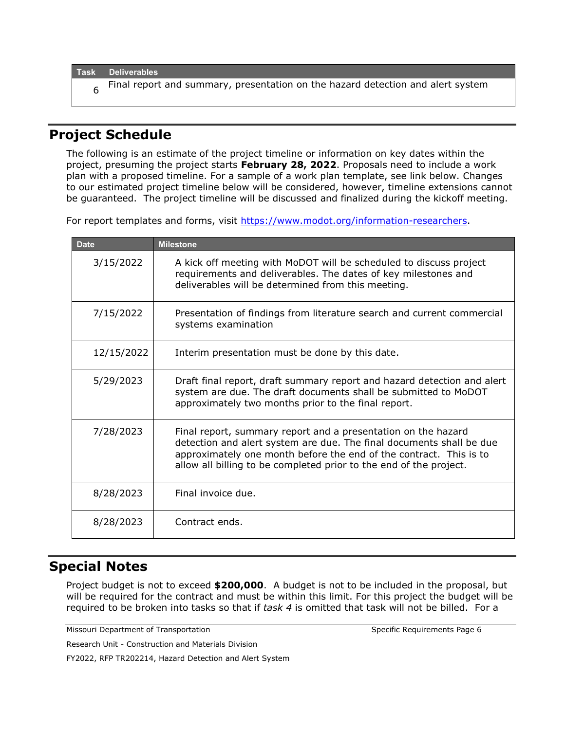| Task | Deliverables |
|---|---|
| 6 | Final report and summary, presentation on the hazard detection and alert system |

## Project Schedule

The following is an estimate of the project timeline or information on key dates within the project, presuming the project starts **February 28, 2022**. Proposals need to include a work plan with a proposed timeline. For a sample of a work plan template, see link below. Changes to our estimated project timeline below will be considered, however, timeline extensions cannot be guaranteed. The project timeline will be discussed and finalized during the kickoff meeting.

For report templates and forms, visit [https://www.modot.org/information-researchers](https://www.modot.org/information-researchers).

| Date | Milestone |
|---|---|
| 3/15/2022 | A kick off meeting with MoDOT will be scheduled to discuss project requirements and deliverables. The dates of key milestones and deliverables will be determined from this meeting. |
| 7/15/2022 | Presentation of findings from literature search and current commercial systems examination |
| 12/15/2022 | Interim presentation must be done by this date. |
| 5/29/2023 | Draft final report, draft summary report and hazard detection and alert system are due. The draft documents shall be submitted to MoDOT approximately two months prior to the final report. |
| 7/28/2023 | Final report, summary report and a presentation on the hazard detection and alert system are due. The final documents shall be due approximately one month before the end of the contract. This is to allow all billing to be completed prior to the end of the project. |
| 8/28/2023 | Final invoice due. |
| 8/28/2023 | Contract ends. |

## Special Notes

Project budget is not to exceed **$200,000**. A budget is not to be included in the proposal, but will be required for the contract and must be within this limit. For this project the budget will be required to be broken into tasks so that if *task 4* is omitted that task will not be billed. For a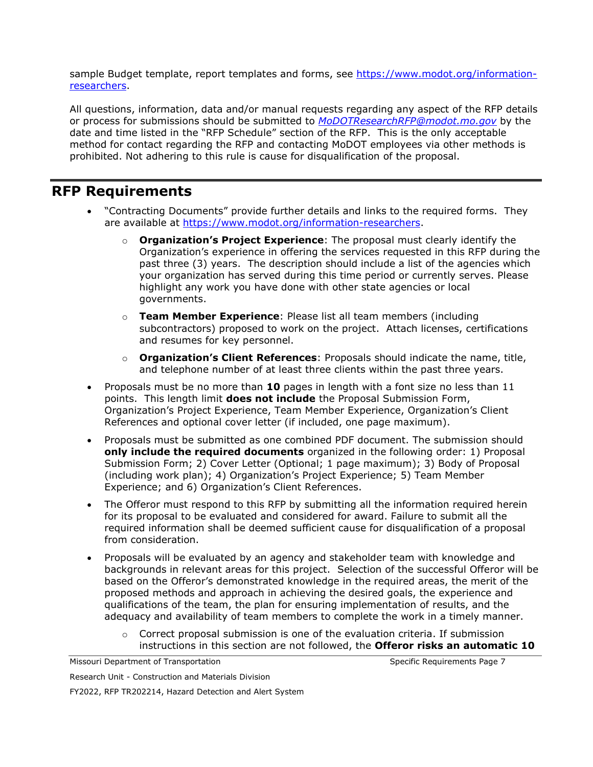sample Budget template, report templates and forms, see https://www.modot.org/information-researchers.

All questions, information, data and/or manual requests regarding any aspect of the RFP details or process for submissions should be submitted to *MoDOTResearchRFP@modot.mo.gov* by the date and time listed in the "RFP Schedule" section of the RFP. This is the only acceptable method for contact regarding the RFP and contacting MoDOT employees via other methods is prohibited. Not adhering to this rule is cause for disqualification of the proposal.

## RFP Requirements

- "Contracting Documents" provide further details and links to the required forms. They are available at https://www.modot.org/information-researchers.
  - **Organization's Project Experience**: The proposal must clearly identify the Organization's experience in offering the services requested in this RFP during the past three (3) years. The description should include a list of the agencies which your organization has served during this time period or currently serves. Please highlight any work you have done with other state agencies or local governments.
  - **Team Member Experience**: Please list all team members (including subcontractors) proposed to work on the project. Attach licenses, certifications and resumes for key personnel.
  - **Organization's Client References**: Proposals should indicate the name, title, and telephone number of at least three clients within the past three years.
- Proposals must be no more than **10** pages in length with a font size no less than 11 points. This length limit **does not include** the Proposal Submission Form, Organization's Project Experience, Team Member Experience, Organization's Client References and optional cover letter (if included, one page maximum).
- Proposals must be submitted as one combined PDF document. The submission should **only include the required documents** organized in the following order: 1) Proposal Submission Form; 2) Cover Letter (Optional; 1 page maximum); 3) Body of Proposal (including work plan); 4) Organization's Project Experience; 5) Team Member Experience; and 6) Organization's Client References.
- The Offeror must respond to this RFP by submitting all the information required herein for its proposal to be evaluated and considered for award. Failure to submit all the required information shall be deemed sufficient cause for disqualification of a proposal from consideration.
- Proposals will be evaluated by an agency and stakeholder team with knowledge and backgrounds in relevant areas for this project. Selection of the successful Offeror will be based on the Offeror's demonstrated knowledge in the required areas, the merit of the proposed methods and approach in achieving the desired goals, the experience and qualifications of the team, the plan for ensuring implementation of results, and the adequacy and availability of team members to complete the work in a timely manner.
  - Correct proposal submission is one of the evaluation criteria. If submission instructions in this section are not followed, the **Offeror risks an automatic 10**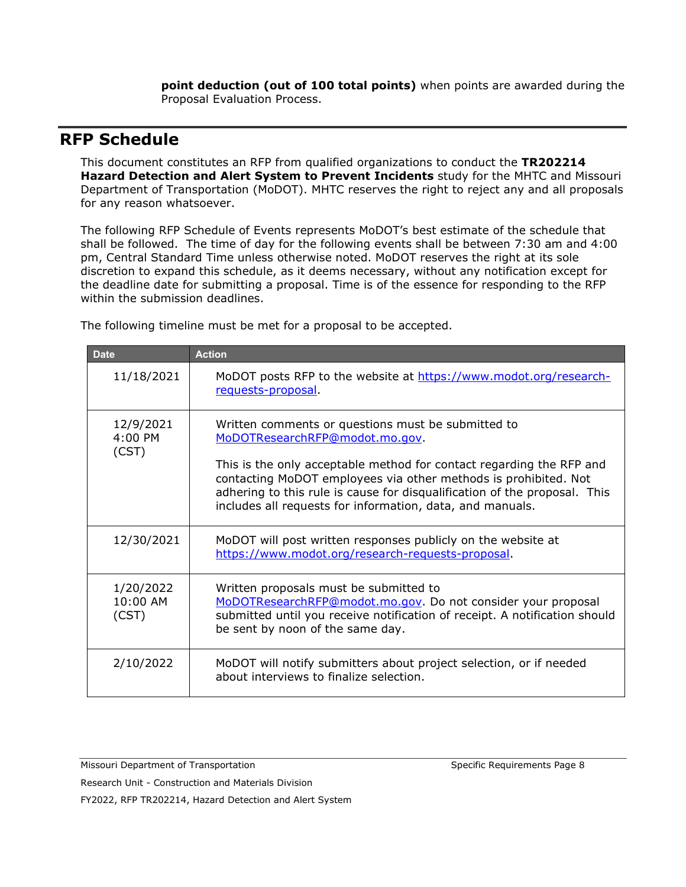**point deduction (out of 100 total points)** when points are awarded during the Proposal Evaluation Process.

## RFP Schedule

This document constitutes an RFP from qualified organizations to conduct the **TR202214 Hazard Detection and Alert System to Prevent Incidents** study for the MHTC and Missouri Department of Transportation (MoDOT). MHTC reserves the right to reject any and all proposals for any reason whatsoever.

The following RFP Schedule of Events represents MoDOT's best estimate of the schedule that shall be followed. The time of day for the following events shall be between 7:30 am and 4:00 pm, Central Standard Time unless otherwise noted. MoDOT reserves the right at its sole discretion to expand this schedule, as it deems necessary, without any notification except for the deadline date for submitting a proposal. Time is of the essence for responding to the RFP within the submission deadlines.

The following timeline must be met for a proposal to be accepted.

| Date | Action |
|---|---|
| 11/18/2021 | MoDOT posts RFP to the website at https://www.modot.org/research-requests-proposal. |
| 12/9/2021 4:00 PM (CST) | Written comments or questions must be submitted to MoDOTResearchRFP@modot.mo.gov.<br><br>This is the only acceptable method for contact regarding the RFP and contacting MoDOT employees via other methods is prohibited. Not adhering to this rule is cause for disqualification of the proposal. This includes all requests for information, data, and manuals. |
| 12/30/2021 | MoDOT will post written responses publicly on the website at https://www.modot.org/research-requests-proposal. |
| 1/20/2022 10:00 AM (CST) | Written proposals must be submitted to MoDOTResearchRFP@modot.mo.gov. Do not consider your proposal submitted until you receive notification of receipt. A notification should be sent by noon of the same day. |
| 2/10/2022 | MoDOT will notify submitters about project selection, or if needed about interviews to finalize selection. |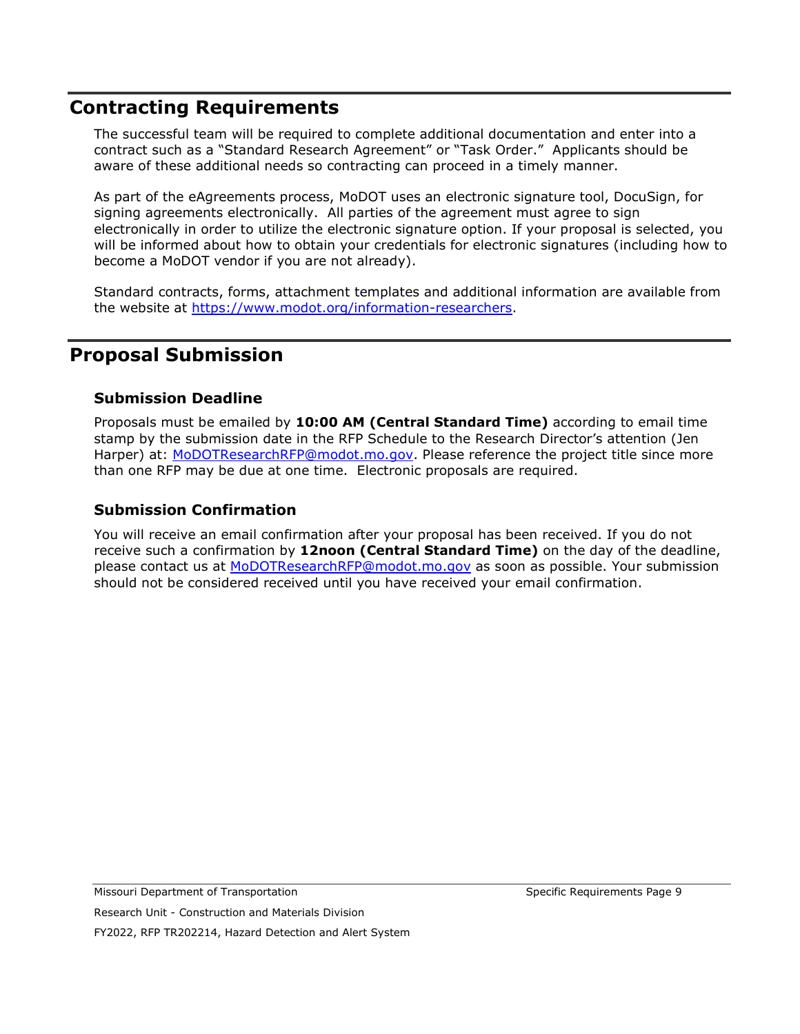## Contracting Requirements

The successful team will be required to complete additional documentation and enter into a contract such as a "Standard Research Agreement" or "Task Order." Applicants should be aware of these additional needs so contracting can proceed in a timely manner.

As part of the eAgreements process, MoDOT uses an electronic signature tool, DocuSign, for signing agreements electronically. All parties of the agreement must agree to sign electronically in order to utilize the electronic signature option. If your proposal is selected, you will be informed about how to obtain your credentials for electronic signatures (including how to become a MoDOT vendor if you are not already).

Standard contracts, forms, attachment templates and additional information are available from the website at https://www.modot.org/information-researchers.

## Proposal Submission

### Submission Deadline

Proposals must be emailed by **10:00 AM (Central Standard Time)** according to email time stamp by the submission date in the RFP Schedule to the Research Director's attention (Jen Harper) at: MoDOTResearchRFP@modot.mo.gov. Please reference the project title since more than one RFP may be due at one time. Electronic proposals are required.

### Submission Confirmation

You will receive an email confirmation after your proposal has been received. If you do not receive such a confirmation by **12noon (Central Standard Time)** on the day of the deadline, please contact us at MoDOTResearchRFP@modot.mo.gov as soon as possible. Your submission should not be considered received until you have received your email confirmation.